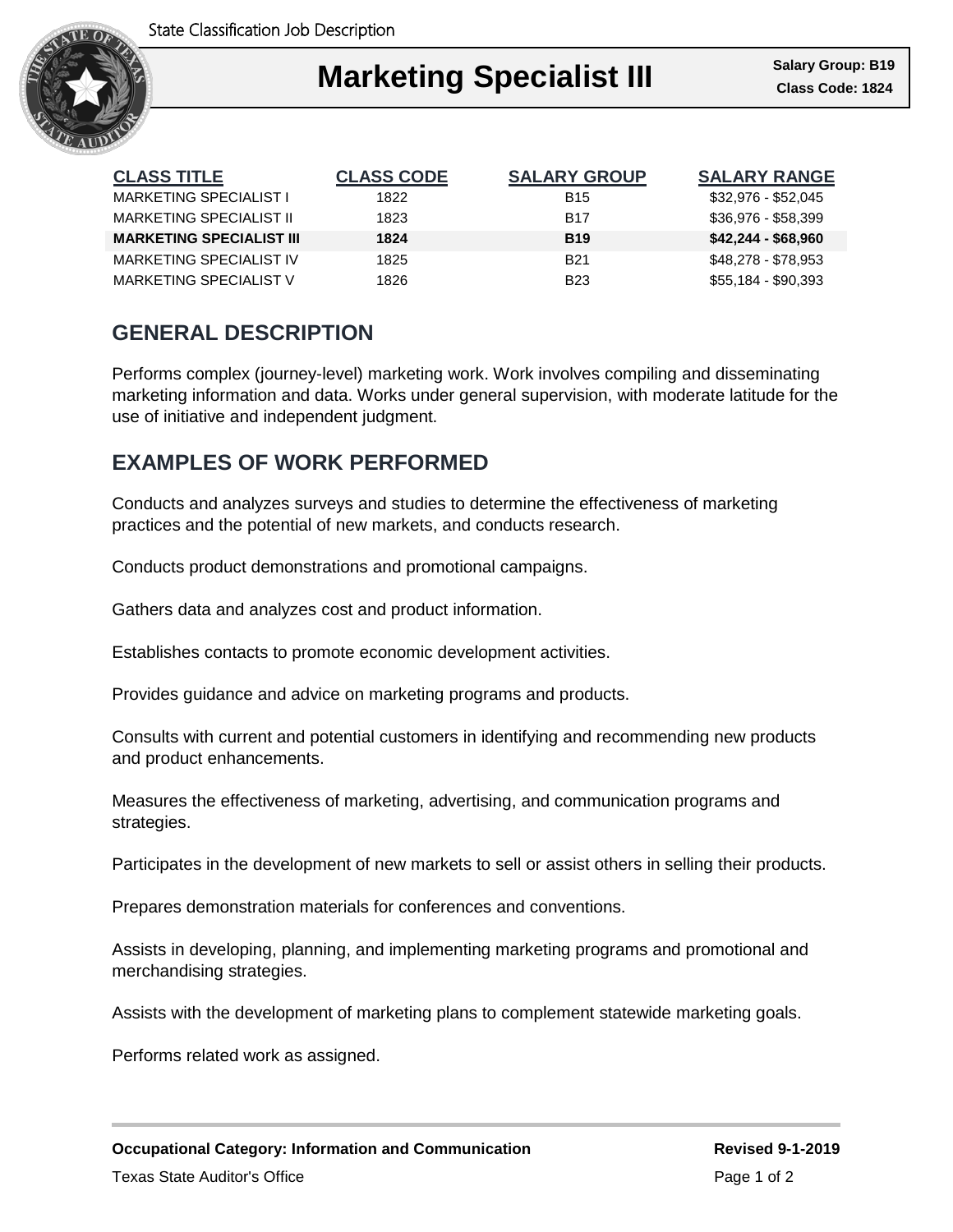State Classification Job Description

# Marketing Specialist III

**Salary Group: B19**
**Class Code: 1824**

| CLASS TITLE | CLASS CODE | SALARY GROUP | SALARY RANGE |
|---|---|---|---|
| MARKETING SPECIALIST I | 1822 | B15 | $32,976 - $52,045 |
| MARKETING SPECIALIST II | 1823 | B17 | $36,976 - $58,399 |
| **MARKETING SPECIALIST III** | **1824** | **B19** | **$42,244 - $68,960** |
| MARKETING SPECIALIST IV | 1825 | B21 | $48,278 - $78,953 |
| MARKETING SPECIALIST V | 1826 | B23 | $55,184 - $90,393 |

## GENERAL DESCRIPTION

Performs complex (journey-level) marketing work. Work involves compiling and disseminating marketing information and data. Works under general supervision, with moderate latitude for the use of initiative and independent judgment.

## EXAMPLES OF WORK PERFORMED

Conducts and analyzes surveys and studies to determine the effectiveness of marketing practices and the potential of new markets, and conducts research.

Conducts product demonstrations and promotional campaigns.

Gathers data and analyzes cost and product information.

Establishes contacts to promote economic development activities.

Provides guidance and advice on marketing programs and products.

Consults with current and potential customers in identifying and recommending new products and product enhancements.

Measures the effectiveness of marketing, advertising, and communication programs and strategies.

Participates in the development of new markets to sell or assist others in selling their products.

Prepares demonstration materials for conferences and conventions.

Assists in developing, planning, and implementing marketing programs and promotional and merchandising strategies.

Assists with the development of marketing plans to complement statewide marketing goals.

Performs related work as assigned.

**Occupational Category: Information and Communication** **Revised 9-1-2019**

Texas State Auditor's Office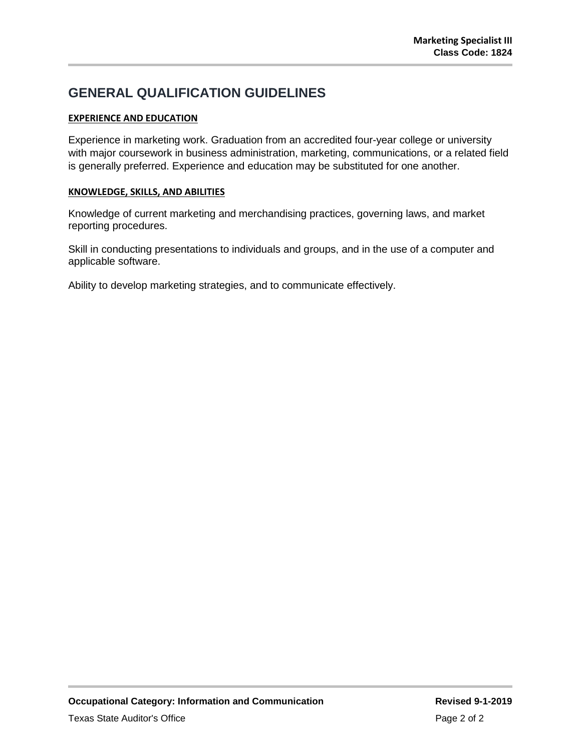# GENERAL QUALIFICATION GUIDELINES

## EXPERIENCE AND EDUCATION

Experience in marketing work. Graduation from an accredited four-year college or university with major coursework in business administration, marketing, communications, or a related field is generally preferred. Experience and education may be substituted for one another.

## KNOWLEDGE, SKILLS, AND ABILITIES

Knowledge of current marketing and merchandising practices, governing laws, and market reporting procedures.

Skill in conducting presentations to individuals and groups, and in the use of a computer and applicable software.

Ability to develop marketing strategies, and to communicate effectively.